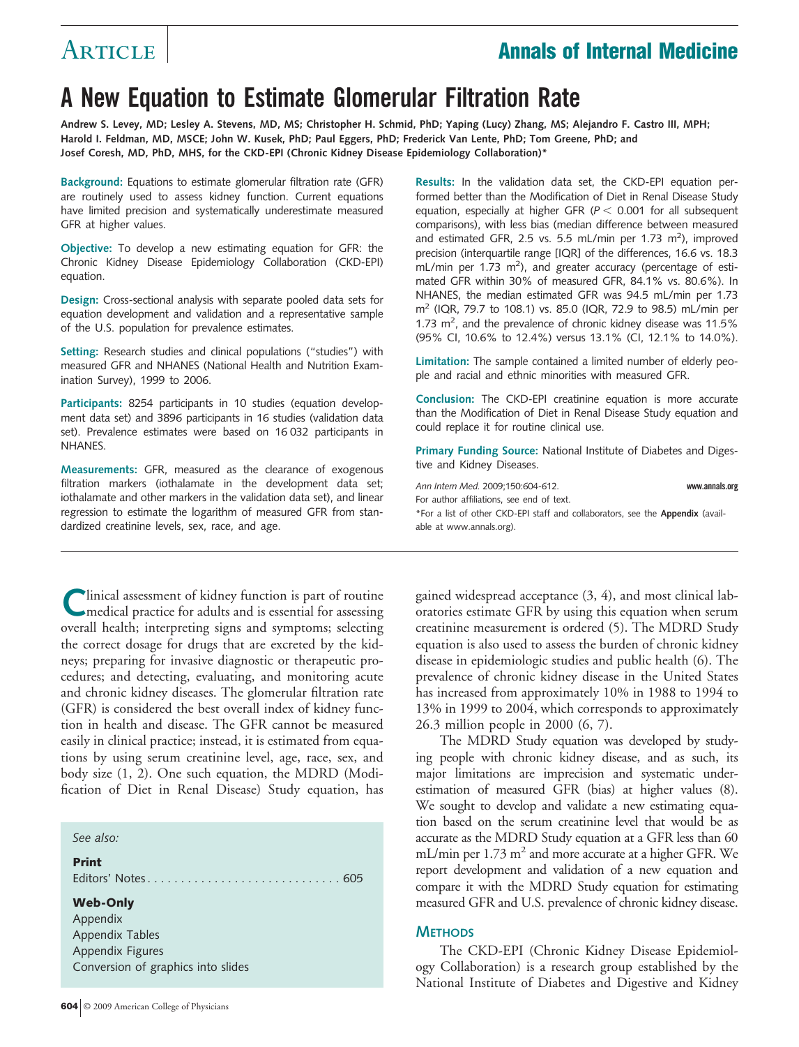# A New Equation to Estimate Glomerular Filtration Rate

**Andrew S. Levey, MD; Lesley A. Stevens, MD, MS; Christopher H. Schmid, PhD; Yaping (Lucy) Zhang, MS; Alejandro F. Castro III, MPH; Harold I. Feldman, MD, MSCE; John W. Kusek, PhD; Paul Eggers, PhD; Frederick Van Lente, PhD; Tom Greene, PhD; and Josef Coresh, MD, PhD, MHS, for the CKD-EPI (Chronic Kidney Disease Epidemiology Collaboration)***

**Background:** Equations to estimate glomerular filtration rate (GFR) are routinely used to assess kidney function. Current equations have limited precision and systematically underestimate measured GFR at higher values.

**Objective:** To develop a new estimating equation for GFR: the Chronic Kidney Disease Epidemiology Collaboration (CKD-EPI) equation.

**Design:** Cross-sectional analysis with separate pooled data sets for equation development and validation and a representative sample of the U.S. population for prevalence estimates.

**Setting:** Research studies and clinical populations ("studies") with measured GFR and NHANES (National Health and Nutrition Examination Survey), 1999 to 2006.

**Participants:** 8254 participants in 10 studies (equation development data set) and 3896 participants in 16 studies (validation data set). Prevalence estimates were based on 16 032 participants in NHANES.

**Measurements:** GFR, measured as the clearance of exogenous filtration markers (iothalamate in the development data set; iothalamate and other markers in the validation data set), and linear regression to estimate the logarithm of measured GFR from standardized creatinine levels, sex, race, and age.

**Results:** In the validation data set, the CKD-EPI equation performed better than the Modification of Diet in Renal Disease Study equation, especially at higher GFR ($P < 0.001$ for all subsequent comparisons), with less bias (median difference between measured and estimated GFR, 2.5 vs. 5.5 mL/min per 1.73 $m^2$), improved precision (interquartile range [IQR] of the differences, 16.6 vs. 18.3 mL/min per 1.73 $m^2$), and greater accuracy (percentage of estimated GFR within 30% of measured GFR, 84.1% vs. 80.6%). In NHANES, the median estimated GFR was 94.5 mL/min per 1.73 $m^2$ (IQR, 79.7 to 108.1) vs. 85.0 (IQR, 72.9 to 98.5) mL/min per 1.73 $m^2$, and the prevalence of chronic kidney disease was 11.5% (95% CI, 10.6% to 12.4%) versus 13.1% (CI, 12.1% to 14.0%).

**Limitation:** The sample contained a limited number of elderly people and racial and ethnic minorities with measured GFR.

**Conclusion:** The CKD-EPI creatinine equation is more accurate than the Modification of Diet in Renal Disease Study equation and could replace it for routine clinical use.

**Primary Funding Source:** National Institute of Diabetes and Digestive and Kidney Diseases.

*Ann Intern Med.* 2009;150:604-612. www.annals.org

For author affiliations, see end of text.

*For a list of other CKD-EPI staff and collaborators, see the **Appendix** (available at www.annals.org).

Clinical assessment of kidney function is part of routine medical practice for adults and is essential for assessing overall health; interpreting signs and symptoms; selecting the correct dosage for drugs that are excreted by the kidneys; preparing for invasive diagnostic or therapeutic procedures; and detecting, evaluating, and monitoring acute and chronic kidney diseases. The glomerular filtration rate (GFR) is considered the best overall index of kidney function in health and disease. The GFR cannot be measured easily in clinical practice; instead, it is estimated from equations by using serum creatinine level, age, race, sex, and body size (1, 2). One such equation, the MDRD (Modification of Diet in Renal Disease) Study equation, has gained widespread acceptance (3, 4), and most clinical laboratories estimate GFR by using this equation when serum creatinine measurement is ordered (5). The MDRD Study equation is also used to assess the burden of chronic kidney disease in epidemiologic studies and public health (6). The prevalence of chronic kidney disease in the United States has increased from approximately 10% in 1988 to 1994 to 13% in 1999 to 2004, which corresponds to approximately 26.3 million people in 2000 (6, 7).

The MDRD Study equation was developed by studying people with chronic kidney disease, and as such, its major limitations are imprecision and systematic underestimation of measured GFR (bias) at higher values (8). We sought to develop and validate a new estimating equation based on the serum creatinine level that would be as accurate as the MDRD Study equation at a GFR less than 60 mL/min per 1.73 $m^2$ and more accurate at a higher GFR. We report development and validation of a new equation and compare it with the MDRD Study equation for estimating measured GFR and U.S. prevalence of chronic kidney disease.

*See also:*

**Print**
Editors' Notes . . . . . . . . . . . . . . . . . . . . . . . . . . . . 605

**Web-Only**
Appendix
Appendix Tables
Appendix Figures
Conversion of graphics into slides

## Methods

The CKD-EPI (Chronic Kidney Disease Epidemiology Collaboration) is a research group established by the National Institute of Diabetes and Digestive and Kidney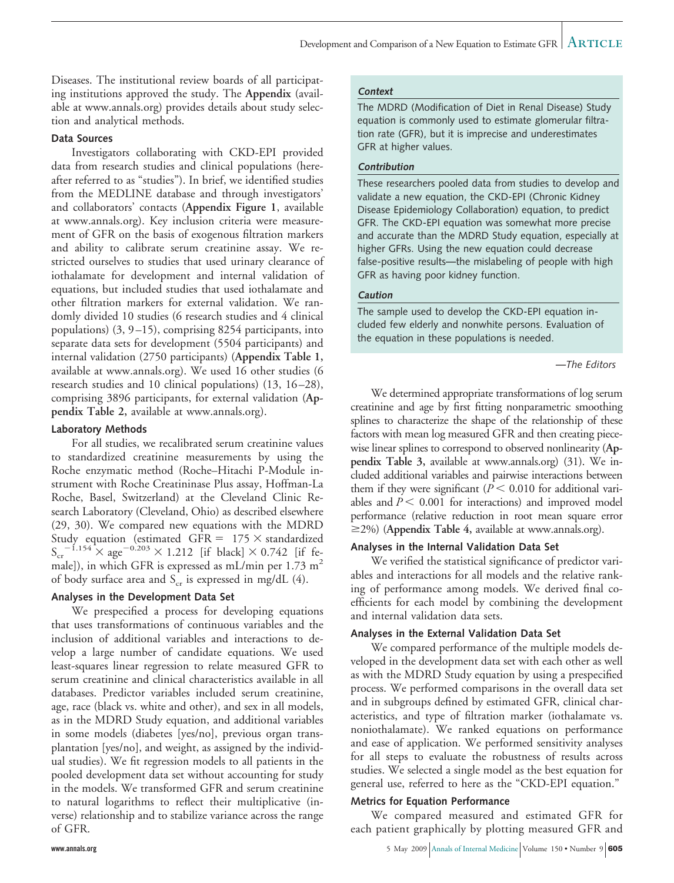Diseases. The institutional review boards of all participating institutions approved the study. The **Appendix** (available at www.annals.org) provides details about study selection and analytical methods.

### Data Sources

Investigators collaborating with CKD-EPI provided data from research studies and clinical populations (hereafter referred to as "studies"). In brief, we identified studies from the MEDLINE database and through investigators' and collaborators' contacts (**Appendix Figure 1**, available at www.annals.org). Key inclusion criteria were measurement of GFR on the basis of exogenous filtration markers and ability to calibrate serum creatinine assay. We restricted ourselves to studies that used urinary clearance of iothalamate for development and internal validation of equations, but included studies that used iothalamate and other filtration markers for external validation. We randomly divided 10 studies (6 research studies and 4 clinical populations) (3, 9–15), comprising 8254 participants, into separate data sets for development (5504 participants) and internal validation (2750 participants) (**Appendix Table 1,** available at www.annals.org). We used 16 other studies (6 research studies and 10 clinical populations) (13, 16–28), comprising 3896 participants, for external validation (**Appendix Table 2,** available at www.annals.org).

### Laboratory Methods

For all studies, we recalibrated serum creatinine values to standardized creatinine measurements by using the Roche enzymatic method (Roche–Hitachi P-Module instrument with Roche Creatininase Plus assay, Hoffman-La Roche, Basel, Switzerland) at the Cleveland Clinic Research Laboratory (Cleveland, Ohio) as described elsewhere (29, 30). We compared new equations with the MDRD Study equation (estimated GFR = $175 \times$ standardized $S_{cr}^{-1.154} \times \text{age}^{-0.203} \times 1.212$ [if black] $\times$ 0.742 [if female]), in which GFR is expressed as mL/min per 1.73 $m^2$ of body surface area and $S_{cr}$ is expressed in mg/dL (4).

### Analyses in the Development Data Set

We prespecified a process for developing equations that uses transformations of continuous variables and the inclusion of additional variables and interactions to develop a large number of candidate equations. We used least-squares linear regression to relate measured GFR to serum creatinine and clinical characteristics available in all databases. Predictor variables included serum creatinine, age, race (black vs. white and other), and sex in all models, as in the MDRD Study equation, and additional variables in some models (diabetes [yes/no], previous organ transplantation [yes/no], and weight, as assigned by the individual studies). We fit regression models to all patients in the pooled development data set without accounting for study in the models. We transformed GFR and serum creatinine to natural logarithms to reflect their multiplicative (inverse) relationship and to stabilize variance across the range of GFR.

We determined appropriate transformations of log serum creatinine and age by first fitting nonparametric smoothing splines to characterize the shape of the relationship of these factors with mean log measured GFR and then creating piecewise linear splines to correspond to observed nonlinearity (**Appendix Table 3,** available at www.annals.org) (31). We included additional variables and pairwise interactions between them if they were significant ($P < 0.010$ for additional variables and $P < 0.001$ for interactions) and improved model performance (relative reduction in root mean square error $\geq$2%) (**Appendix Table 4,** available at www.annals.org).

### Analyses in the Internal Validation Data Set

We verified the statistical significance of predictor variables and interactions for all models and the relative ranking of performance among models. We derived final coefficients for each model by combining the development and internal validation data sets.

### Analyses in the External Validation Data Set

We compared performance of the multiple models developed in the development data set with each other as well as with the MDRD Study equation by using a prespecified process. We performed comparisons in the overall data set and in subgroups defined by estimated GFR, clinical characteristics, and type of filtration marker (iothalamate vs. noniothalamate). We ranked equations on performance and ease of application. We performed sensitivity analyses for all steps to evaluate the robustness of results across studies. We selected a single model as the best equation for general use, referred to here as the "CKD-EPI equation."

### Metrics for Equation Performance

We compared measured and estimated GFR for each patient graphically by plotting measured GFR and

---

***Context***

The MDRD (Modification of Diet in Renal Disease) Study equation is commonly used to estimate glomerular filtration rate (GFR), but it is imprecise and underestimates GFR at higher values.

***Contribution***

These researchers pooled data from studies to develop and validate a new equation, the CKD-EPI (Chronic Kidney Disease Epidemiology Collaboration) equation, to predict GFR. The CKD-EPI equation was somewhat more precise and accurate than the MDRD Study equation, especially at higher GFRs. Using the new equation could decrease false-positive results—the mislabeling of people with high GFR as having poor kidney function.

***Caution***

The sample used to develop the CKD-EPI equation included few elderly and nonwhite persons. Evaluation of the equation in these populations is needed.

*—The Editors*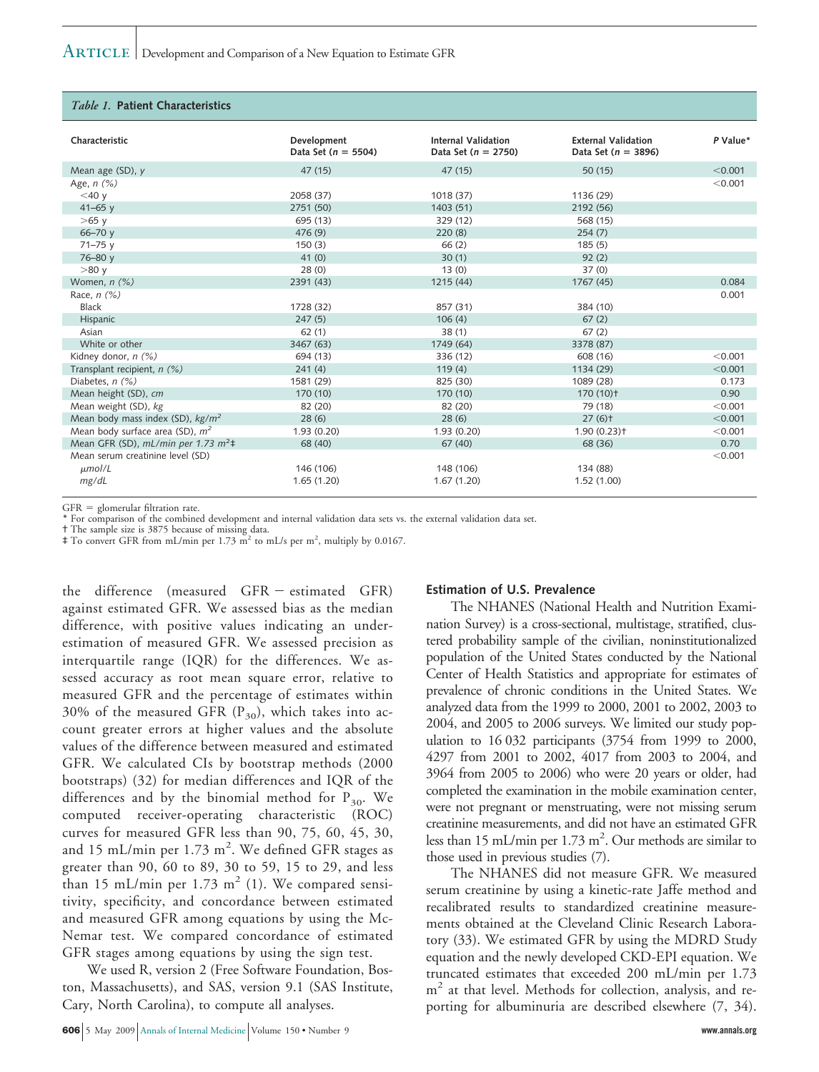*Table 1.* **Patient Characteristics**

| Characteristic | Development Data Set ($n$ = 5504) | Internal Validation Data Set ($n$ = 2750) | External Validation Data Set ($n$ = 3896) | *P* Value* |
|---|---|---|---|---|
| Mean age (SD), *y* | 47 (15) | 47 (15) | 50 (15) | <0.001 |
| Age, *n (%)* | | | | <0.001 |
| <40 y | 2058 (37) | 1018 (37) | 1136 (29) | |
| 41–65 y | 2751 (50) | 1403 (51) | 2192 (56) | |
| >65 y | 695 (13) | 329 (12) | 568 (15) | |
| 66–70 y | 476 (9) | 220 (8) | 254 (7) | |
| 71–75 y | 150 (3) | 66 (2) | 185 (5) | |
| 76–80 y | 41 (0) | 30 (1) | 92 (2) | |
| >80 y | 28 (0) | 13 (0) | 37 (0) | |
| Women, *n (%)* | 2391 (43) | 1215 (44) | 1767 (45) | 0.084 |
| Race, *n (%)* | | | | 0.001 |
| Black | 1728 (32) | 857 (31) | 384 (10) | |
| Hispanic | 247 (5) | 106 (4) | 67 (2) | |
| Asian | 62 (1) | 38 (1) | 67 (2) | |
| White or other | 3467 (63) | 1749 (64) | 3378 (87) | |
| Kidney donor, *n (%)* | 694 (13) | 336 (12) | 608 (16) | <0.001 |
| Transplant recipient, *n (%)* | 241 (4) | 119 (4) | 1134 (29) | <0.001 |
| Diabetes, *n (%)* | 1581 (29) | 825 (30) | 1089 (28) | 0.173 |
| Mean height (SD), *cm* | 170 (10) | 170 (10) | 170 (10)† | 0.90 |
| Mean weight (SD), *kg* | 82 (20) | 82 (20) | 79 (18) | <0.001 |
| Mean body mass index (SD), *kg/m²* | 28 (6) | 28 (6) | 27 (6)† | <0.001 |
| Mean body surface area (SD), *m²* | 1.93 (0.20) | 1.93 (0.20) | 1.90 (0.23)† | <0.001 |
| Mean GFR (SD), *mL/min per 1.73 m²*‡ | 68 (40) | 67 (40) | 68 (36) | 0.70 |
| Mean serum creatinine level (SD) | | | | <0.001 |
| *μmol/L* | 146 (106) | 148 (106) | 134 (88) | |
| *mg/dL* | 1.65 (1.20) | 1.67 (1.20) | 1.52 (1.00) | |

GFR = glomerular filtration rate.
\* For comparison of the combined development and internal validation data sets vs. the external validation data set.
† The sample size is 3875 because of missing data.
‡ To convert GFR from mL/min per 1.73 $m^2$ to mL/s per $m^2$, multiply by 0.0167.

the difference (measured GFR − estimated GFR) against estimated GFR. We assessed bias as the median difference, with positive values indicating an underestimation of measured GFR. We assessed precision as interquartile range (IQR) for the differences. We assessed accuracy as root mean square error, relative to measured GFR and the percentage of estimates within 30% of the measured GFR ($P_{30}$), which takes into account greater errors at higher values and the absolute values of the difference between measured and estimated GFR. We calculated CIs by bootstrap methods (2000 bootstraps) (32) for median differences and IQR of the differences and by the binomial method for $P_{30}$. We computed receiver-operating characteristic (ROC) curves for measured GFR less than 90, 75, 60, 45, 30, and 15 mL/min per 1.73 $m^2$. We defined GFR stages as greater than 90, 60 to 89, 30 to 59, 15 to 29, and less than 15 mL/min per 1.73 $m^2$ (1). We compared sensitivity, specificity, and concordance between estimated and measured GFR among equations by using the McNemar test. We compared concordance of estimated GFR stages among equations by using the sign test.

We used R, version 2 (Free Software Foundation, Boston, Massachusetts), and SAS, version 9.1 (SAS Institute, Cary, North Carolina), to compute all analyses.

### Estimation of U.S. Prevalence

The NHANES (National Health and Nutrition Examination Survey) is a cross-sectional, multistage, stratified, clustered probability sample of the civilian, noninstitutionalized population of the United States conducted by the National Center of Health Statistics and appropriate for estimates of prevalence of chronic conditions in the United States. We analyzed data from the 1999 to 2000, 2001 to 2002, 2003 to 2004, and 2005 to 2006 surveys. We limited our study population to 16 032 participants (3754 from 1999 to 2000, 4297 from 2001 to 2002, 4017 from 2003 to 2004, and 3964 from 2005 to 2006) who were 20 years or older, had completed the examination in the mobile examination center, were not pregnant or menstruating, were not missing serum creatinine measurements, and did not have an estimated GFR less than 15 mL/min per 1.73 $m^2$. Our methods are similar to those used in previous studies (7).

The NHANES did not measure GFR. We measured serum creatinine by using a kinetic-rate Jaffe method and recalibrated results to standardized creatinine measurements obtained at the Cleveland Clinic Research Laboratory (33). We estimated GFR by using the MDRD Study equation and the newly developed CKD-EPI equation. We truncated estimates that exceeded 200 mL/min per 1.73 $m^2$ at that level. Methods for collection, analysis, and reporting for albuminuria are described elsewhere (7, 34).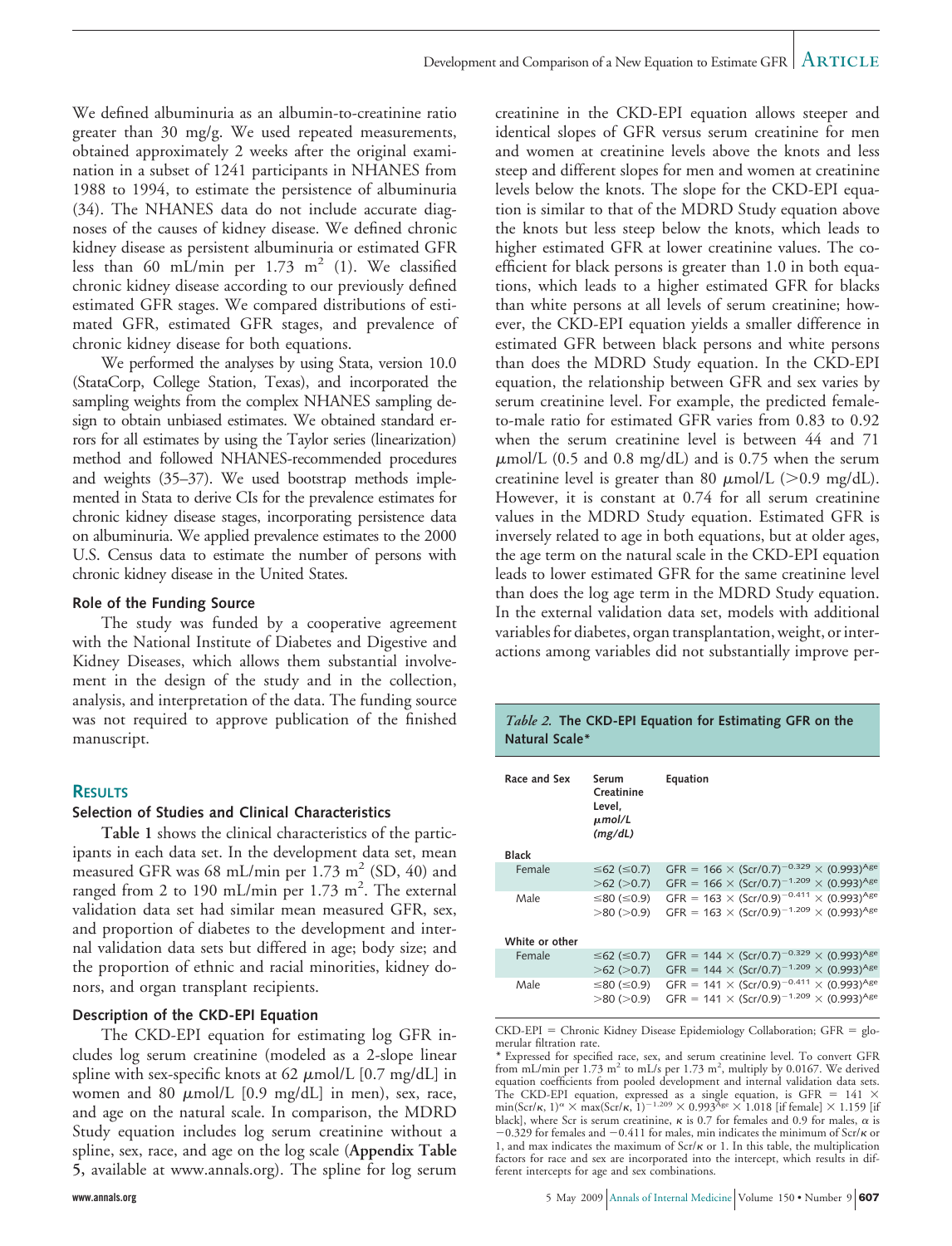We defined albuminuria as an albumin-to-creatinine ratio greater than 30 mg/g. We used repeated measurements, obtained approximately 2 weeks after the original examination in a subset of 1241 participants in NHANES from 1988 to 1994, to estimate the persistence of albuminuria (34). The NHANES data do not include accurate diagnoses of the causes of kidney disease. We defined chronic kidney disease as persistent albuminuria or estimated GFR less than 60 mL/min per 1.73 $m^2$ (1). We classified chronic kidney disease according to our previously defined estimated GFR stages. We compared distributions of estimated GFR, estimated GFR stages, and prevalence of chronic kidney disease for both equations.

We performed the analyses by using Stata, version 10.0 (StataCorp, College Station, Texas), and incorporated the sampling weights from the complex NHANES sampling design to obtain unbiased estimates. We obtained standard errors for all estimates by using the Taylor series (linearization) method and followed NHANES-recommended procedures and weights (35–37). We used bootstrap methods implemented in Stata to derive CIs for the prevalence estimates for chronic kidney disease stages, incorporating persistence data on albuminuria. We applied prevalence estimates to the 2000 U.S. Census data to estimate the number of persons with chronic kidney disease in the United States.

### Role of the Funding Source

The study was funded by a cooperative agreement with the National Institute of Diabetes and Digestive and Kidney Diseases, which allows them substantial involvement in the design of the study and in the collection, analysis, and interpretation of the data. The funding source was not required to approve publication of the finished manuscript.

## RESULTS

### Selection of Studies and Clinical Characteristics

**Table 1** shows the clinical characteristics of the participants in each data set. In the development data set, mean measured GFR was 68 mL/min per 1.73 $m^2$ (SD, 40) and ranged from 2 to 190 mL/min per 1.73 $m^2$. The external validation data set had similar mean measured GFR, sex, and proportion of diabetes to the development and internal validation data sets but differed in age; body size; and the proportion of ethnic and racial minorities, kidney donors, and organ transplant recipients.

### Description of the CKD-EPI Equation

The CKD-EPI equation for estimating log GFR includes log serum creatinine (modeled as a 2-slope linear spline with sex-specific knots at 62 $\mu$mol/L [0.7 mg/dL] in women and 80 $\mu$mol/L [0.9 mg/dL] in men), sex, race, and age on the natural scale. In comparison, the MDRD Study equation includes log serum creatinine without a spline, sex, race, and age on the log scale (**Appendix Table 5**, available at www.annals.org). The spline for log serum creatinine in the CKD-EPI equation allows steeper and identical slopes of GFR versus serum creatinine for men and women at creatinine levels above the knots and less steep and different slopes for men and women at creatinine levels below the knots. The slope for the CKD-EPI equation is similar to that of the MDRD Study equation above the knots but less steep below the knots, which leads to higher estimated GFR at lower creatinine values. The coefficient for black persons is greater than 1.0 in both equations, which leads to a higher estimated GFR for blacks than white persons at all levels of serum creatinine; however, the CKD-EPI equation yields a smaller difference in estimated GFR between black persons and white persons than does the MDRD Study equation. In the CKD-EPI equation, the relationship between GFR and sex varies by serum creatinine level. For example, the predicted female-to-male ratio for estimated GFR varies from 0.83 to 0.92 when the serum creatinine level is between 44 and 71 $\mu$mol/L (0.5 and 0.8 mg/dL) and is 0.75 when the serum creatinine level is greater than 80 $\mu$mol/L (>0.9 mg/dL). However, it is constant at 0.74 for all serum creatinine values in the MDRD Study equation. Estimated GFR is inversely related to age in both equations, but at older ages, the age term on the natural scale in the CKD-EPI equation leads to lower estimated GFR for the same creatinine level than does the log age term in the MDRD Study equation. In the external validation data set, models with additional variables for diabetes, organ transplantation, weight, or interactions among variables did not substantially improve per-

*Table 2.* **The CKD-EPI Equation for Estimating GFR on the Natural Scale***

| Race and Sex | Serum Creatinine Level, *μmol/L (mg/dL)* | Equation |
|---|---|---|
| **Black** | | |
| Female | ≤62 (≤0.7) | $GFR = 166 \times (Scr/0.7)^{-0.329} \times (0.993)^{Age}$ |
| | >62 (>0.7) | $GFR = 166 \times (Scr/0.7)^{-1.209} \times (0.993)^{Age}$ |
| Male | ≤80 (≤0.9) | $GFR = 163 \times (Scr/0.9)^{-0.411} \times (0.993)^{Age}$ |
| | >80 (>0.9) | $GFR = 163 \times (Scr/0.9)^{-1.209} \times (0.993)^{Age}$ |
| **White or other** | | |
| Female | ≤62 (≤0.7) | $GFR = 144 \times (Scr/0.7)^{-0.329} \times (0.993)^{Age}$ |
| | >62 (>0.7) | $GFR = 144 \times (Scr/0.7)^{-1.209} \times (0.993)^{Age}$ |
| Male | ≤80 (≤0.9) | $GFR = 141 \times (Scr/0.9)^{-0.411} \times (0.993)^{Age}$ |
| | >80 (>0.9) | $GFR = 141 \times (Scr/0.9)^{-1.209} \times (0.993)^{Age}$ |

CKD-EPI = Chronic Kidney Disease Epidemiology Collaboration; GFR = glomerular filtration rate.

\* Expressed for specified race, sex, and serum creatinine level. To convert GFR from mL/min per 1.73 $m^2$ to mL/s per 1.73 $m^2$, multiply by 0.0167. We derived equation coefficients from pooled development and internal validation data sets. The CKD-EPI equation, expressed as a single equation, is $GFR = 141 \times \min(Scr/\kappa, 1)^{\alpha} \times \max(Scr/\kappa, 1)^{-1.209} \times 0.993^{Age} \times 1.018$ [if female] $\times 1.159$ [if black], where Scr is serum creatinine, $\kappa$ is 0.7 for females and 0.9 for males, $\alpha$ is −0.329 for females and −0.411 for males, min indicates the minimum of $Scr/\kappa$ or 1, and max indicates the maximum of $Scr/\kappa$ or 1. In this table, the multiplication factors for race and sex are incorporated into the intercept, which results in different intercepts for age and sex combinations.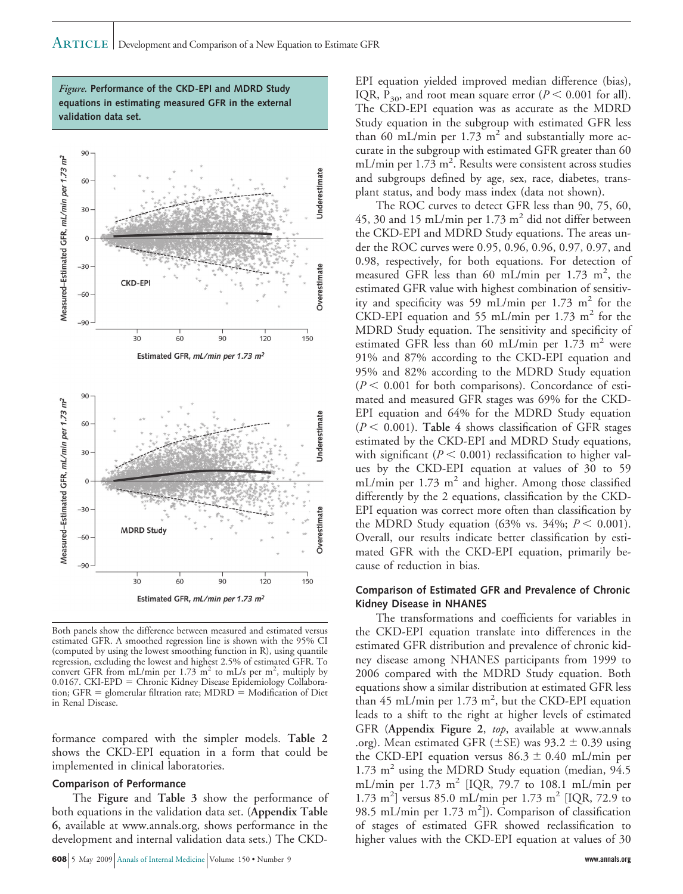*Figure.* **Performance of the CKD-EPI and MDRD Study equations in estimating measured GFR in the external validation data set.**

Both panels show the difference between measured and estimated versus estimated GFR. A smoothed regression line is shown with the 95% CI (computed by using the lowest smoothing function in R), using quantile regression, excluding the lowest and highest 2.5% of estimated GFR. To convert GFR from mL/min per 1.73 $m^2$ to mL/s per $m^2$, multiply by 0.0167. CKI-EPD = Chronic Kidney Disease Epidemiology Collaboration; GFR = glomerular filtration rate; MDRD = Modification of Diet in Renal Disease.

formance compared with the simpler models. **Table 2** shows the CKD-EPI equation in a form that could be implemented in clinical laboratories.

### Comparison of Performance

The **Figure** and **Table 3** show the performance of both equations in the validation data set. (**Appendix Table 6,** available at www.annals.org, shows performance in the development and internal validation data sets.) The CKD-EPI equation yielded improved median difference (bias), IQR, $P_{30}$, and root mean square error ($P < 0.001$ for all). The CKD-EPI equation was as accurate as the MDRD Study equation in the subgroup with estimated GFR less than 60 mL/min per 1.73 $m^2$ and substantially more accurate in the subgroup with estimated GFR greater than 60 mL/min per 1.73 $m^2$. Results were consistent across studies and subgroups defined by age, sex, race, diabetes, transplant status, and body mass index (data not shown).

The ROC curves to detect GFR less than 90, 75, 60, 45, 30 and 15 mL/min per 1.73 $m^2$ did not differ between the CKD-EPI and MDRD Study equations. The areas under the ROC curves were 0.95, 0.96, 0.96, 0.97, 0.97, and 0.98, respectively, for both equations. For detection of measured GFR less than 60 mL/min per 1.73 $m^2$, the estimated GFR value with highest combination of sensitivity and specificity was 59 mL/min per 1.73 $m^2$ for the CKD-EPI equation and 55 mL/min per 1.73 $m^2$ for the MDRD Study equation. The sensitivity and specificity of estimated GFR less than 60 mL/min per 1.73 $m^2$ were 91% and 87% according to the CKD-EPI equation and 95% and 82% according to the MDRD Study equation ($P < 0.001$ for both comparisons). Concordance of estimated and measured GFR stages was 69% for the CKD-EPI equation and 64% for the MDRD Study equation ($P < 0.001$). **Table 4** shows classification of GFR stages estimated by the CKD-EPI and MDRD Study equations, with significant ($P < 0.001$) reclassification to higher values by the CKD-EPI equation at values of 30 to 59 mL/min per 1.73 $m^2$ and higher. Among those classified differently by the 2 equations, classification by the CKD-EPI equation was correct more often than classification by the MDRD Study equation (63% vs. 34%; $P < 0.001$). Overall, our results indicate better classification by estimated GFR with the CKD-EPI equation, primarily because of reduction in bias.

### Comparison of Estimated GFR and Prevalence of Chronic Kidney Disease in NHANES

The transformations and coefficients for variables in the CKD-EPI equation translate into differences in the estimated GFR distribution and prevalence of chronic kidney disease among NHANES participants from 1999 to 2006 compared with the MDRD Study equation. Both equations show a similar distribution at estimated GFR less than 45 mL/min per 1.73 $m^2$, but the CKD-EPI equation leads to a shift to the right at higher levels of estimated GFR (**Appendix Figure 2**, *top*, available at www.annals.org). Mean estimated GFR (±SE) was 93.2 ± 0.39 using the CKD-EPI equation versus 86.3 ± 0.40 mL/min per 1.73 $m^2$ using the MDRD Study equation (median, 94.5 mL/min per 1.73 $m^2$ [IQR, 79.7 to 108.1 mL/min per 1.73 $m^2$] versus 85.0 mL/min per 1.73 $m^2$ [IQR, 72.9 to 98.5 mL/min per 1.73 $m^2$]). Comparison of classification of stages of estimated GFR showed reclassification to higher values with the CKD-EPI equation at values of 30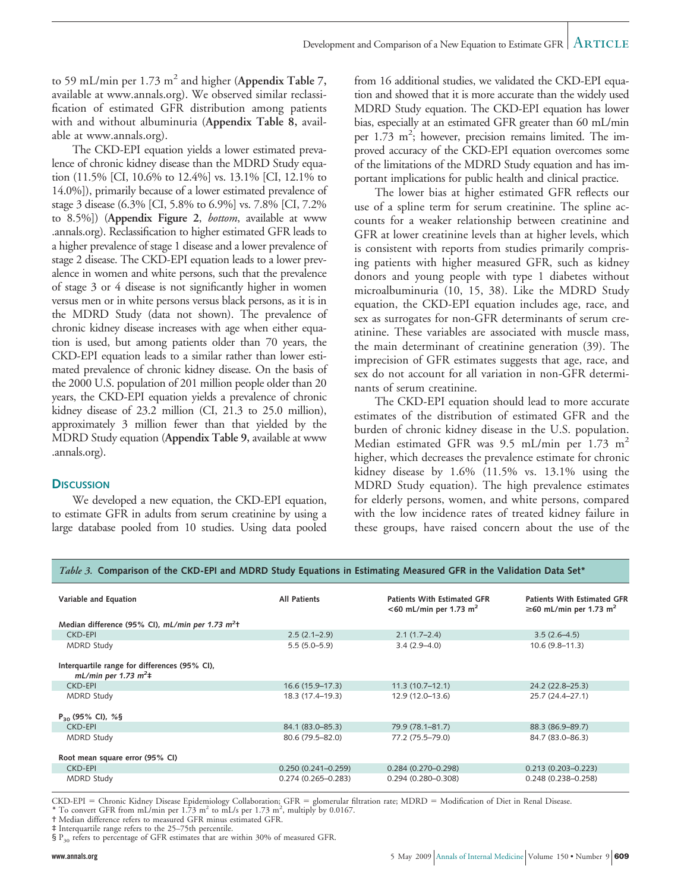to 59 mL/min per 1.73 $m^2$ and higher (**Appendix Table 7,** available at www.annals.org). We observed similar reclassification of estimated GFR distribution among patients with and without albuminuria (**Appendix Table 8,** available at www.annals.org).

The CKD-EPI equation yields a lower estimated prevalence of chronic kidney disease than the MDRD Study equation (11.5% [CI, 10.6% to 12.4%] vs. 13.1% [CI, 12.1% to 14.0%]), primarily because of a lower estimated prevalence of stage 3 disease (6.3% [CI, 5.8% to 6.9%] vs. 7.8% [CI, 7.2% to 8.5%]) (**Appendix Figure 2**, *bottom*, available at www.annals.org). Reclassification to higher estimated GFR leads to a higher prevalence of stage 1 disease and a lower prevalence of stage 2 disease. The CKD-EPI equation leads to a lower prevalence in women and white persons, such that the prevalence of stage 3 or 4 disease is not significantly higher in women versus men or in white persons versus black persons, as it is in the MDRD Study (data not shown). The prevalence of chronic kidney disease increases with age when either equation is used, but among patients older than 70 years, the CKD-EPI equation leads to a similar rather than lower estimated prevalence of chronic kidney disease. On the basis of the 2000 U.S. population of 201 million people older than 20 years, the CKD-EPI equation yields a prevalence of chronic kidney disease of 23.2 million (CI, 21.3 to 25.0 million), approximately 3 million fewer than that yielded by the MDRD Study equation (**Appendix Table 9,** available at www.annals.org).

## DISCUSSION

We developed a new equation, the CKD-EPI equation, to estimate GFR in adults from serum creatinine by using a large database pooled from 10 studies. Using data pooled from 16 additional studies, we validated the CKD-EPI equation and showed that it is more accurate than the widely used MDRD Study equation. The CKD-EPI equation has lower bias, especially at an estimated GFR greater than 60 mL/min per 1.73 $m^2$; however, precision remains limited. The improved accuracy of the CKD-EPI equation overcomes some of the limitations of the MDRD Study equation and has important implications for public health and clinical practice.

The lower bias at higher estimated GFR reflects our use of a spline term for serum creatinine. The spline accounts for a weaker relationship between creatinine and GFR at lower creatinine levels than at higher levels, which is consistent with reports from studies primarily comprising patients with higher measured GFR, such as kidney donors and young people with type 1 diabetes without microalbuminuria (10, 15, 38). Like the MDRD Study equation, the CKD-EPI equation includes age, race, and sex as surrogates for non-GFR determinants of serum creatinine. These variables are associated with muscle mass, the main determinant of creatinine generation (39). The imprecision of GFR estimates suggests that age, race, and sex do not account for all variation in non-GFR determinants of serum creatinine.

The CKD-EPI equation should lead to more accurate estimates of the distribution of estimated GFR and the burden of chronic kidney disease in the U.S. population. Median estimated GFR was 9.5 mL/min per 1.73 $m^2$ higher, which decreases the prevalence estimate for chronic kidney disease by 1.6% (11.5% vs. 13.1% using the MDRD Study equation). The high prevalence estimates for elderly persons, women, and white persons, compared with the low incidence rates of treated kidney failure in these groups, have raised concern about the use of the

*Table 3.* **Comparison of the CKD-EPI and MDRD Study Equations in Estimating Measured GFR in the Validation Data Set***

| Variable and Equation | All Patients | Patients With Estimated GFR <60 mL/min per 1.73 $m^2$ | Patients With Estimated GFR ≥60 mL/min per 1.73 $m^2$ |
|---|---|---|---|
| *Median difference (95% CI), mL/min per 1.73 $m^2$*† | | | |
| CKD-EPI | 2.5 (2.1–2.9) | 2.1 (1.7–2.4) | 3.5 (2.6–4.5) |
| MDRD Study | 5.5 (5.0–5.9) | 3.4 (2.9–4.0) | 10.6 (9.8–11.3) |
| *Interquartile range for differences (95% CI), mL/min per 1.73 $m^2$*‡ | | | |
| CKD-EPI | 16.6 (15.9–17.3) | 11.3 (10.7–12.1) | 24.2 (22.8–25.3) |
| MDRD Study | 18.3 (17.4–19.3) | 12.9 (12.0–13.6) | 25.7 (24.4–27.1) |
| $P_{30}$ (95% CI), %§ | | | |
| CKD-EPI | 84.1 (83.0–85.3) | 79.9 (78.1–81.7) | 88.3 (86.9–89.7) |
| MDRD Study | 80.6 (79.5–82.0) | 77.2 (75.5–79.0) | 84.7 (83.0–86.3) |
| Root mean square error (95% CI) | | | |
| CKD-EPI | 0.250 (0.241–0.259) | 0.284 (0.270–0.298) | 0.213 (0.203–0.223) |
| MDRD Study | 0.274 (0.265–0.283) | 0.294 (0.280–0.308) | 0.248 (0.238–0.258) |

CKD-EPI = Chronic Kidney Disease Epidemiology Collaboration; GFR = glomerular filtration rate; MDRD = Modification of Diet in Renal Disease.
* To convert GFR from mL/min per 1.73 $m^2$ to mL/s per 1.73 $m^2$, multiply by 0.0167.
† Median difference refers to measured GFR minus estimated GFR.
‡ Interquartile range refers to the 25–75th percentile.
§ $P_{30}$ refers to percentage of GFR estimates that are within 30% of measured GFR.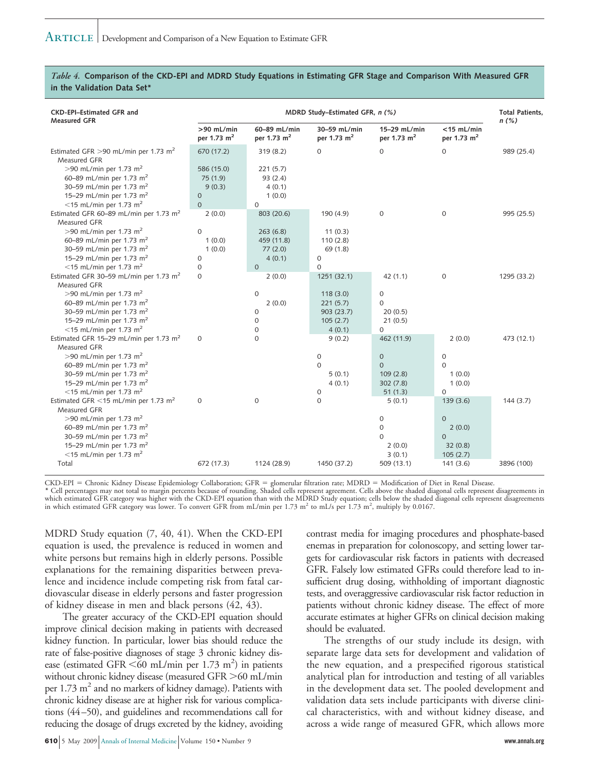*Table 4.* **Comparison of the CKD-EPI and MDRD Study Equations in Estimating GFR Stage and Comparison With Measured GFR in the Validation Data Set***

| CKD-EPI–Estimated GFR and Measured GFR | MDRD Study–Estimated GFR, *n* (%) | | | | | Total Patients, *n* (%) |
|---|---|---|---|---|---|---|
| | >90 mL/min per 1.73 $m^2$ | 60–89 mL/min per 1.73 $m^2$ | 30–59 mL/min per 1.73 $m^2$ | 15–29 mL/min per 1.73 $m^2$ | <15 mL/min per 1.73 $m^2$ | |
| Estimated GFR >90 mL/min per 1.73 $m^2$ | 670 (17.2) | 319 (8.2) | 0 | 0 | 0 | 989 (25.4) |
| Measured GFR | | | | | | |
| >90 mL/min per 1.73 $m^2$ | 586 (15.0) | 221 (5.7) | | | | |
| 60–89 mL/min per 1.73 $m^2$ | 75 (1.9) | 93 (2.4) | | | | |
| 30–59 mL/min per 1.73 $m^2$ | 9 (0.3) | 4 (0.1) | | | | |
| 15–29 mL/min per 1.73 $m^2$ | 0 | 1 (0.0) | | | | |
| <15 mL/min per 1.73 $m^2$ | 0 | 0 | | | | |
| Estimated GFR 60–89 mL/min per 1.73 $m^2$ | 2 (0.0) | 803 (20.6) | 190 (4.9) | 0 | 0 | 995 (25.5) |
| Measured GFR | | | | | | |
| >90 mL/min per 1.73 $m^2$ | 0 | 263 (6.8) | 11 (0.3) | | | |
| 60–89 mL/min per 1.73 $m^2$ | 1 (0.0) | 459 (11.8) | 110 (2.8) | | | |
| 30–59 mL/min per 1.73 $m^2$ | 1 (0.0) | 77 (2.0) | 69 (1.8) | | | |
| 15–29 mL/min per 1.73 $m^2$ | 0 | 4 (0.1) | 0 | | | |
| <15 mL/min per 1.73 $m^2$ | 0 | 0 | 0 | | | |
| Estimated GFR 30–59 mL/min per 1.73 $m^2$ | 0 | 2 (0.0) | 1251 (32.1) | 42 (1.1) | 0 | 1295 (33.2) |
| Measured GFR | | | | | | |
| >90 mL/min per 1.73 $m^2$ | | 0 | 118 (3.0) | 0 | | |
| 60–89 mL/min per 1.73 $m^2$ | | 2 (0.0) | 221 (5.7) | 0 | | |
| 30–59 mL/min per 1.73 $m^2$ | | 0 | 903 (23.7) | 20 (0.5) | | |
| 15–29 mL/min per 1.73 $m^2$ | | 0 | 105 (2.7) | 21 (0.5) | | |
| <15 mL/min per 1.73 $m^2$ | | 0 | 4 (0.1) | 0 | | |
| Estimated GFR 15–29 mL/min per 1.73 $m^2$ | 0 | 0 | 9 (0.2) | 462 (11.9) | 2 (0.0) | 473 (12.1) |
| Measured GFR | | | | | | |
| >90 mL/min per 1.73 $m^2$ | | | 0 | 0 | 0 | |
| 60–89 mL/min per 1.73 $m^2$ | | | 0 | 0 | 0 | |
| 30–59 mL/min per 1.73 $m^2$ | | | 5 (0.1) | 109 (2.8) | 1 (0.0) | |
| 15–29 mL/min per 1.73 $m^2$ | | | 4 (0.1) | 302 (7.8) | 1 (0.0) | |
| <15 mL/min per 1.73 $m^2$ | | | 0 | 51 (1.3) | 0 | |
| Estimated GFR <15 mL/min per 1.73 $m^2$ | 0 | 0 | 0 | 5 (0.1) | 139 (3.6) | 144 (3.7) |
| Measured GFR | | | | | | |
| >90 mL/min per 1.73 $m^2$ | | | | 0 | 0 | |
| 60–89 mL/min per 1.73 $m^2$ | | | | 0 | 2 (0.0) | |
| 30–59 mL/min per 1.73 $m^2$ | | | | 0 | 0 | |
| 15–29 mL/min per 1.73 $m^2$ | | | | 2 (0.0) | 32 (0.8) | |
| <15 mL/min per 1.73 $m^2$ | | | | 3 (0.1) | 105 (2.7) | |
| Total | 672 (17.3) | 1124 (28.9) | 1450 (37.2) | 509 (13.1) | 141 (3.6) | 3896 (100) |

CKD-EPI = Chronic Kidney Disease Epidemiology Collaboration; GFR = glomerular filtration rate; MDRD = Modification of Diet in Renal Disease.
* Cell percentages may not total to margin percents because of rounding. Shaded cells represent agreement. Cells above the shaded diagonal cells represent disagreements in which estimated GFR category was higher with the CKD-EPI equation than with the MDRD Study equation; cells below the shaded diagonal cells represent disagreements in which estimated GFR category was lower. To convert GFR from mL/min per 1.73 $m^2$ to mL/s per 1.73 $m^2$, multiply by 0.0167.

MDRD Study equation (7, 40, 41). When the CKD-EPI equation is used, the prevalence is reduced in women and white persons but remains high in elderly persons. Possible explanations for the remaining disparities between prevalence and incidence include competing risk from fatal cardiovascular disease in elderly persons and faster progression of kidney disease in men and black persons (42, 43).

The greater accuracy of the CKD-EPI equation should improve clinical decision making in patients with decreased kidney function. In particular, lower bias should reduce the rate of false-positive diagnoses of stage 3 chronic kidney disease (estimated GFR <60 mL/min per 1.73 $m^2$) in patients without chronic kidney disease (measured GFR >60 mL/min per 1.73 $m^2$ and no markers of kidney damage). Patients with chronic kidney disease are at higher risk for various complications (44–50), and guidelines and recommendations call for reducing the dosage of drugs excreted by the kidney, avoiding contrast media for imaging procedures and phosphate-based enemas in preparation for colonoscopy, and setting lower targets for cardiovascular risk factors in patients with decreased GFR. Falsely low estimated GFRs could therefore lead to insufficient drug dosing, withholding of important diagnostic tests, and overaggressive cardiovascular risk factor reduction in patients without chronic kidney disease. The effect of more accurate estimates at higher GFRs on clinical decision making should be evaluated.

The strengths of our study include its design, with separate large data sets for development and validation of the new equation, and a prespecified rigorous statistical analytical plan for introduction and testing of all variables in the development data set. The pooled development and validation data sets include participants with diverse clinical characteristics, with and without kidney disease, and across a wide range of measured GFR, which allows more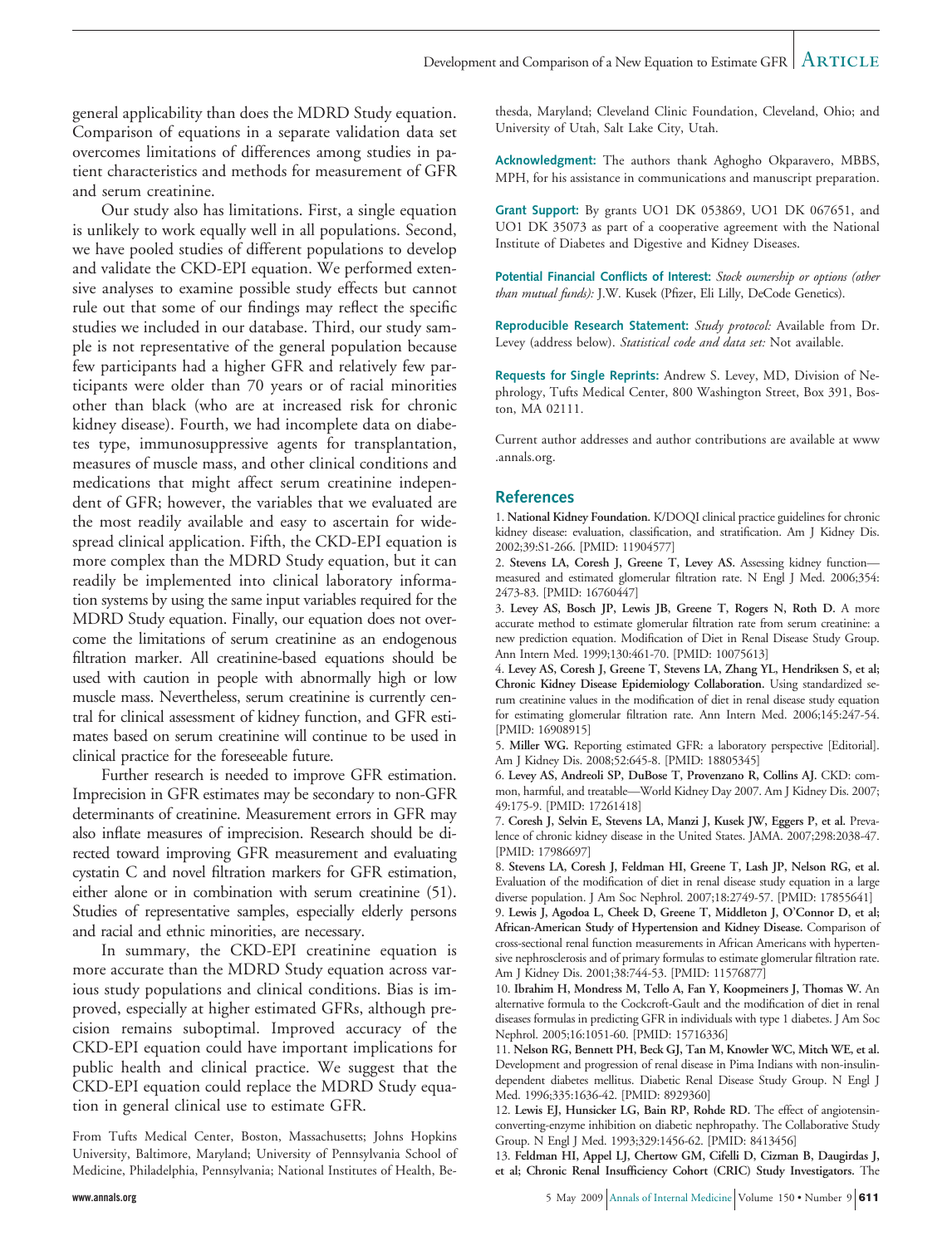general applicability than does the MDRD Study equation. Comparison of equations in a separate validation data set overcomes limitations of differences among studies in patient characteristics and methods for measurement of GFR and serum creatinine.

Our study also has limitations. First, a single equation is unlikely to work equally well in all populations. Second, we have pooled studies of different populations to develop and validate the CKD-EPI equation. We performed extensive analyses to examine possible study effects but cannot rule out that some of our findings may reflect the specific studies we included in our database. Third, our study sample is not representative of the general population because few participants had a higher GFR and relatively few participants were older than 70 years or of racial minorities other than black (who are at increased risk for chronic kidney disease). Fourth, we had incomplete data on diabetes type, immunosuppressive agents for transplantation, measures of muscle mass, and other clinical conditions and medications that might affect serum creatinine independent of GFR; however, the variables that we evaluated are the most readily available and easy to ascertain for widespread clinical application. Fifth, the CKD-EPI equation is more complex than the MDRD Study equation, but it can readily be implemented into clinical laboratory information systems by using the same input variables required for the MDRD Study equation. Finally, our equation does not overcome the limitations of serum creatinine as an endogenous filtration marker. All creatinine-based equations should be used with caution in people with abnormally high or low muscle mass. Nevertheless, serum creatinine is currently central for clinical assessment of kidney function, and GFR estimates based on serum creatinine will continue to be used in clinical practice for the foreseeable future.

Further research is needed to improve GFR estimation. Imprecision in GFR estimates may be secondary to non-GFR determinants of creatinine. Measurement errors in GFR may also inflate measures of imprecision. Research should be directed toward improving GFR measurement and evaluating cystatin C and novel filtration markers for GFR estimation, either alone or in combination with serum creatinine (51). Studies of representative samples, especially elderly persons and racial and ethnic minorities, are necessary.

In summary, the CKD-EPI creatinine equation is more accurate than the MDRD Study equation across various study populations and clinical conditions. Bias is improved, especially at higher estimated GFRs, although precision remains suboptimal. Improved accuracy of the CKD-EPI equation could have important implications for public health and clinical practice. We suggest that the CKD-EPI equation could replace the MDRD Study equation in general clinical use to estimate GFR.

From Tufts Medical Center, Boston, Massachusetts; Johns Hopkins University, Baltimore, Maryland; University of Pennsylvania School of Medicine, Philadelphia, Pennsylvania; National Institutes of Health, Bethesda, Maryland; Cleveland Clinic Foundation, Cleveland, Ohio; and University of Utah, Salt Lake City, Utah.

**Acknowledgment:** The authors thank Aghogho Okparavero, MBBS, MPH, for his assistance in communications and manuscript preparation.

**Grant Support:** By grants UO1 DK 053869, UO1 DK 067651, and UO1 DK 35073 as part of a cooperative agreement with the National Institute of Diabetes and Digestive and Kidney Diseases.

**Potential Financial Conflicts of Interest:** *Stock ownership or options (other than mutual funds):* J.W. Kusek (Pfizer, Eli Lilly, DeCode Genetics).

**Reproducible Research Statement:** *Study protocol:* Available from Dr. Levey (address below). *Statistical code and data set:* Not available.

**Requests for Single Reprints:** Andrew S. Levey, MD, Division of Nephrology, Tufts Medical Center, 800 Washington Street, Box 391, Boston, MA 02111.

Current author addresses and author contributions are available at www.annals.org.

## References

1. **National Kidney Foundation.** K/DOQI clinical practice guidelines for chronic kidney disease: evaluation, classification, and stratification. Am J Kidney Dis. 2002;39:S1-266. [PMID: 11904577]
2. **Stevens LA, Coresh J, Greene T, Levey AS.** Assessing kidney function—measured and estimated glomerular filtration rate. N Engl J Med. 2006;354:2473-83. [PMID: 16760447]
3. **Levey AS, Bosch JP, Lewis JB, Greene T, Rogers N, Roth D.** A more accurate method to estimate glomerular filtration rate from serum creatinine: a new prediction equation. Modification of Diet in Renal Disease Study Group. Ann Intern Med. 1999;130:461-70. [PMID: 10075613]
4. **Levey AS, Coresh J, Greene T, Stevens LA, Zhang YL, Hendriksen S, et al; Chronic Kidney Disease Epidemiology Collaboration.** Using standardized serum creatinine values in the modification of diet in renal disease study equation for estimating glomerular filtration rate. Ann Intern Med. 2006;145:247-54. [PMID: 16908915]
5. **Miller WG.** Reporting estimated GFR: a laboratory perspective [Editorial]. Am J Kidney Dis. 2008;52:645-8. [PMID: 18805345]
6. **Levey AS, Andreoli SP, DuBose T, Provenzano R, Collins AJ.** CKD: common, harmful, and treatable—World Kidney Day 2007. Am J Kidney Dis. 2007;49:175-9. [PMID: 17261418]
7. **Coresh J, Selvin E, Stevens LA, Manzi J, Kusek JW, Eggers P, et al.** Prevalence of chronic kidney disease in the United States. JAMA. 2007;298:2038-47. [PMID: 17986697]
8. **Stevens LA, Coresh J, Feldman HI, Greene T, Lash JP, Nelson RG, et al.** Evaluation of the modification of diet in renal disease study equation in a large diverse population. J Am Soc Nephrol. 2007;18:2749-57. [PMID: 17855641]
9. **Lewis J, Agodoa L, Cheek D, Greene T, Middleton J, O'Connor D, et al; African-American Study of Hypertension and Kidney Disease.** Comparison of cross-sectional renal function measurements in African Americans with hypertensive nephrosclerosis and of primary formulas to estimate glomerular filtration rate. Am J Kidney Dis. 2001;38:744-53. [PMID: 11576877]
10. **Ibrahim H, Mondress M, Tello A, Fan Y, Koopmeiners J, Thomas W.** An alternative formula to the Cockcroft-Gault and the modification of diet in renal diseases formulas in predicting GFR in individuals with type 1 diabetes. J Am Soc Nephrol. 2005;16:1051-60. [PMID: 15716336]
11. **Nelson RG, Bennett PH, Beck GJ, Tan M, Knowler WC, Mitch WE, et al.** Development and progression of renal disease in Pima Indians with non-insulin-dependent diabetes mellitus. Diabetic Renal Disease Study Group. N Engl J Med. 1996;335:1636-42. [PMID: 8929360]
12. **Lewis EJ, Hunsicker LG, Bain RP, Rohde RD.** The effect of angiotensin-converting-enzyme inhibition on diabetic nephropathy. The Collaborative Study Group. N Engl J Med. 1993;329:1456-62. [PMID: 8413456]
13. **Feldman HI, Appel LJ, Chertow GM, Cifelli D, Cizman B, Daugirdas J, et al; Chronic Renal Insufficiency Cohort (CRIC) Study Investigators.** The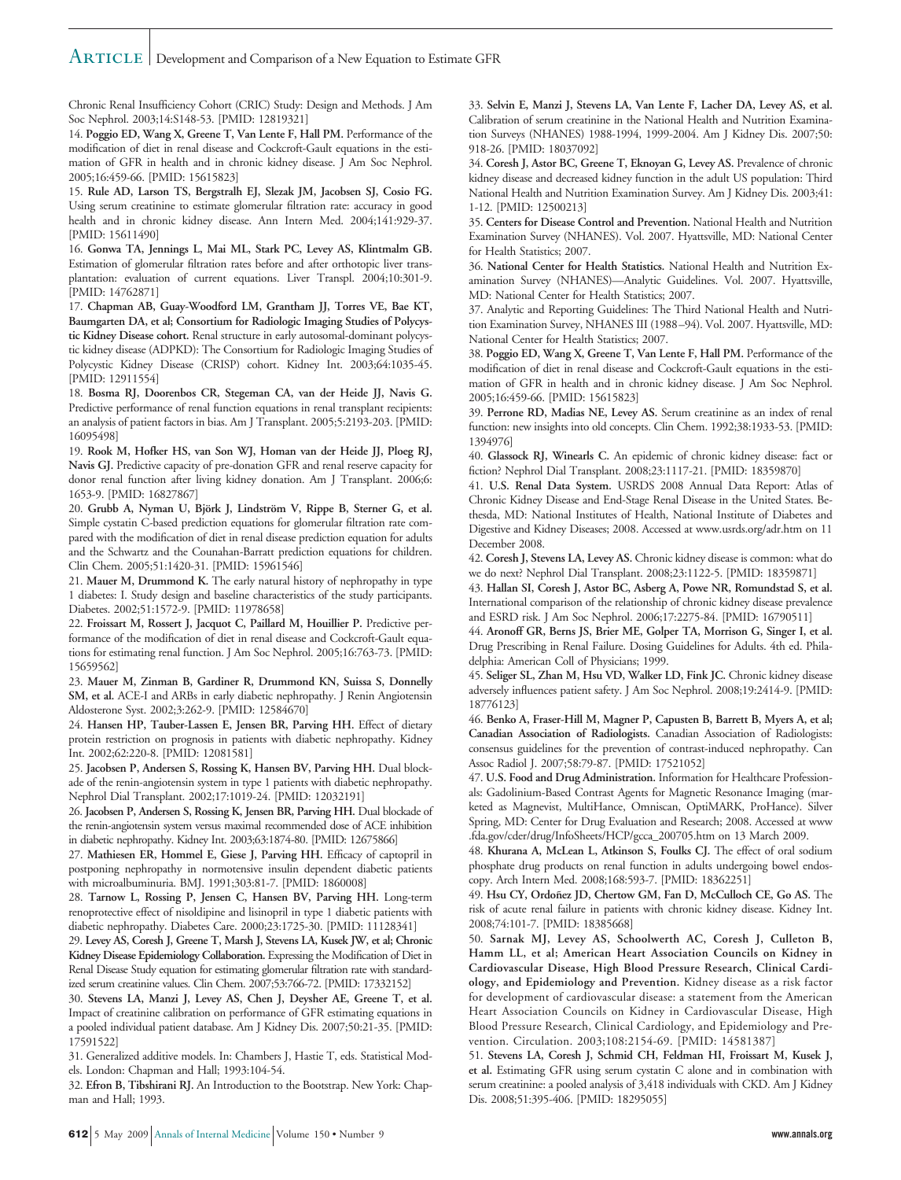Chronic Renal Insufficiency Cohort (CRIC) Study: Design and Methods. J Am Soc Nephrol. 2003;14:S148-53. [PMID: 12819321]

14. **Poggio ED, Wang X, Greene T, Van Lente F, Hall PM.** Performance of the modification of diet in renal disease and Cockcroft-Gault equations in the estimation of GFR in health and in chronic kidney disease. J Am Soc Nephrol. 2005;16:459-66. [PMID: 15615823]

15. **Rule AD, Larson TS, Bergstralh EJ, Slezak JM, Jacobsen SJ, Cosio FG.** Using serum creatinine to estimate glomerular filtration rate: accuracy in good health and in chronic kidney disease. Ann Intern Med. 2004;141:929-37. [PMID: 15611490]

16. **Gonwa TA, Jennings L, Mai ML, Stark PC, Levey AS, Klintmalm GB.** Estimation of glomerular filtration rates before and after orthotopic liver transplantation: evaluation of current equations. Liver Transpl. 2004;10:301-9. [PMID: 14762871]

17. **Chapman AB, Guay-Woodford LM, Grantham JJ, Torres VE, Bae KT, Baumgarten DA, et al; Consortium for Radiologic Imaging Studies of Polycystic Kidney Disease cohort.** Renal structure in early autosomal-dominant polycystic kidney disease (ADPKD): The Consortium for Radiologic Imaging Studies of Polycystic Kidney Disease (CRISP) cohort. Kidney Int. 2003;64:1035-45. [PMID: 12911554]

18. **Bosma RJ, Doorenbos CR, Stegeman CA, van der Heide JJ, Navis G.** Predictive performance of renal function equations in renal transplant recipients: an analysis of patient factors in bias. Am J Transplant. 2005;5:2193-203. [PMID: 16095498]

19. **Rook M, Hofker HS, van Son WJ, Homan van der Heide JJ, Ploeg RJ, Navis GJ.** Predictive capacity of pre-donation GFR and renal reserve capacity for donor renal function after living kidney donation. Am J Transplant. 2006;6:1653-9. [PMID: 16827867]

20. **Grubb A, Nyman U, Björk J, Lindström V, Rippe B, Sterner G, et al.** Simple cystatin C-based prediction equations for glomerular filtration rate compared with the modification of diet in renal disease prediction equation for adults and the Schwartz and the Counahan-Barratt prediction equations for children. Clin Chem. 2005;51:1420-31. [PMID: 15961546]

21. **Mauer M, Drummond K.** The early natural history of nephropathy in type 1 diabetes: I. Study design and baseline characteristics of the study participants. Diabetes. 2002;51:1572-9. [PMID: 11978658]

22. **Froissart M, Rossert J, Jacquot C, Paillard M, Houillier P.** Predictive performance of the modification of diet in renal disease and Cockcroft-Gault equations for estimating renal function. J Am Soc Nephrol. 2005;16:763-73. [PMID: 15659562]

23. **Mauer M, Zinman B, Gardiner R, Drummond KN, Suissa S, Donnelly SM, et al.** ACE-I and ARBs in early diabetic nephropathy. J Renin Angiotensin Aldosterone Syst. 2002;3:262-9. [PMID: 12584670]

24. **Hansen HP, Tauber-Lassen E, Jensen BR, Parving HH.** Effect of dietary protein restriction on prognosis in patients with diabetic nephropathy. Kidney Int. 2002;62:220-8. [PMID: 12081581]

25. **Jacobsen P, Andersen S, Rossing K, Hansen BV, Parving HH.** Dual blockade of the renin-angiotensin system in type 1 patients with diabetic nephropathy. Nephrol Dial Transplant. 2002;17:1019-24. [PMID: 12032191]

26. **Jacobsen P, Andersen S, Rossing K, Jensen BR, Parving HH.** Dual blockade of the renin-angiotensin system versus maximal recommended dose of ACE inhibition in diabetic nephropathy. Kidney Int. 2003;63:1874-80. [PMID: 12675866]

27. **Mathiesen ER, Hommel E, Giese J, Parving HH.** Efficacy of captopril in postponing nephropathy in normotensive insulin dependent diabetic patients with microalbuminuria. BMJ. 1991;303:81-7. [PMID: 1860008]

28. **Tarnow L, Rossing P, Jensen C, Hansen BV, Parving HH.** Long-term renoprotective effect of nisoldipine and lisinopril in type 1 diabetic patients with diabetic nephropathy. Diabetes Care. 2000;23:1725-30. [PMID: 11128341]

29. **Levey AS, Coresh J, Greene T, Marsh J, Stevens LA, Kusek JW, et al; Chronic Kidney Disease Epidemiology Collaboration.** Expressing the Modification of Diet in Renal Disease Study equation for estimating glomerular filtration rate with standardized serum creatinine values. Clin Chem. 2007;53:766-72. [PMID: 17332152]

30. **Stevens LA, Manzi J, Levey AS, Chen J, Deysher AE, Greene T, et al.** Impact of creatinine calibration on performance of GFR estimating equations in a pooled individual patient database. Am J Kidney Dis. 2007;50:21-35. [PMID: 17591522]

31. Generalized additive models. In: Chambers J, Hastie T, eds. Statistical Models. London: Chapman and Hall; 1993:104-54.

32. **Efron B, Tibshirani RJ.** An Introduction to the Bootstrap. New York: Chapman and Hall; 1993.

33. **Selvin E, Manzi J, Stevens LA, Van Lente F, Lacher DA, Levey AS, et al.** Calibration of serum creatinine in the National Health and Nutrition Examination Surveys (NHANES) 1988-1994, 1999-2004. Am J Kidney Dis. 2007;50:918-26. [PMID: 18037092]

34. **Coresh J, Astor BC, Greene T, Eknoyan G, Levey AS.** Prevalence of chronic kidney disease and decreased kidney function in the adult US population: Third National Health and Nutrition Examination Survey. Am J Kidney Dis. 2003;41:1-12. [PMID: 12500213]

35. **Centers for Disease Control and Prevention.** National Health and Nutrition Examination Survey (NHANES). Vol. 2007. Hyattsville, MD: National Center for Health Statistics; 2007.

36. **National Center for Health Statistics.** National Health and Nutrition Examination Survey (NHANES)—Analytic Guidelines. Vol. 2007. Hyattsville, MD: National Center for Health Statistics; 2007.

37. Analytic and Reporting Guidelines: The Third National Health and Nutrition Examination Survey, NHANES III (1988–94). Vol. 2007. Hyattsville, MD: National Center for Health Statistics; 2007.

38. **Poggio ED, Wang X, Greene T, Van Lente F, Hall PM.** Performance of the modification of diet in renal disease and Cockcroft-Gault equations in the estimation of GFR in health and in chronic kidney disease. J Am Soc Nephrol. 2005;16:459-66. [PMID: 15615823]

39. **Perrone RD, Madias NE, Levey AS.** Serum creatinine as an index of renal function: new insights into old concepts. Clin Chem. 1992;38:1933-53. [PMID: 1394976]

40. **Glassock RJ, Winearls C.** An epidemic of chronic kidney disease: fact or fiction? Nephrol Dial Transplant. 2008;23:1117-21. [PMID: 18359870]

41. **U.S. Renal Data System.** USRDS 2008 Annual Data Report: Atlas of Chronic Kidney Disease and End-Stage Renal Disease in the United States. Bethesda, MD: National Institutes of Health, National Institute of Diabetes and Digestive and Kidney Diseases; 2008. Accessed at www.usrds.org/adr.htm on 11 December 2008.

42. **Coresh J, Stevens LA, Levey AS.** Chronic kidney disease is common: what do we do next? Nephrol Dial Transplant. 2008;23:1122-5. [PMID: 18359871]

43. **Hallan SI, Coresh J, Astor BC, Asberg A, Powe NR, Romundstad S, et al.** International comparison of the relationship of chronic kidney disease prevalence and ESRD risk. J Am Soc Nephrol. 2006;17:2275-84. [PMID: 16790511]

44. **Aronoff GR, Berns JS, Brier ME, Golper TA, Morrison G, Singer I, et al.** Drug Prescribing in Renal Failure. Dosing Guidelines for Adults. 4th ed. Philadelphia: American Coll of Physicians; 1999.

45. **Seliger SL, Zhan M, Hsu VD, Walker LD, Fink JC.** Chronic kidney disease adversely influences patient safety. J Am Soc Nephrol. 2008;19:2414-9. [PMID: 18776123]

46. **Benko A, Fraser-Hill M, Magner P, Capusten B, Barrett B, Myers A, et al; Canadian Association of Radiologists.** Canadian Association of Radiologists: consensus guidelines for the prevention of contrast-induced nephropathy. Can Assoc Radiol J. 2007;58:79-87. [PMID: 17521052]

47. **U.S. Food and Drug Administration.** Information for Healthcare Professionals: Gadolinium-Based Contrast Agents for Magnetic Resonance Imaging (marketed as Magnevist, MultiHance, Omniscan, OptiMARK, ProHance). Silver Spring, MD: Center for Drug Evaluation and Research; 2008. Accessed at www.fda.gov/cder/drug/InfoSheets/HCP/gcca_200705.htm on 13 March 2009.

48. **Khurana A, McLean L, Atkinson S, Foulks CJ.** The effect of oral sodium phosphate drug products on renal function in adults undergoing bowel endoscopy. Arch Intern Med. 2008;168:593-7. [PMID: 18362251]

49. **Hsu CY, Ordoñez JD, Chertow GM, Fan D, McCulloch CE, Go AS.** The risk of acute renal failure in patients with chronic kidney disease. Kidney Int. 2008;74:101-7. [PMID: 18385668]

50. **Sarnak MJ, Levey AS, Schoolwerth AC, Coresh J, Culleton B, Hamm LL, et al; American Heart Association Councils on Kidney in Cardiovascular Disease, High Blood Pressure Research, Clinical Cardiology, and Epidemiology and Prevention.** Kidney disease as a risk factor for development of cardiovascular disease: a statement from the American Heart Association Councils on Kidney in Cardiovascular Disease, High Blood Pressure Research, Clinical Cardiology, and Epidemiology and Prevention. Circulation. 2003;108:2154-69. [PMID: 14581387]

51. **Stevens LA, Coresh J, Schmid CH, Feldman HI, Froissart M, Kusek J, et al.** Estimating GFR using serum cystatin C alone and in combination with serum creatinine: a pooled analysis of 3,418 individuals with CKD. Am J Kidney Dis. 2008;51:395-406. [PMID: 18295055]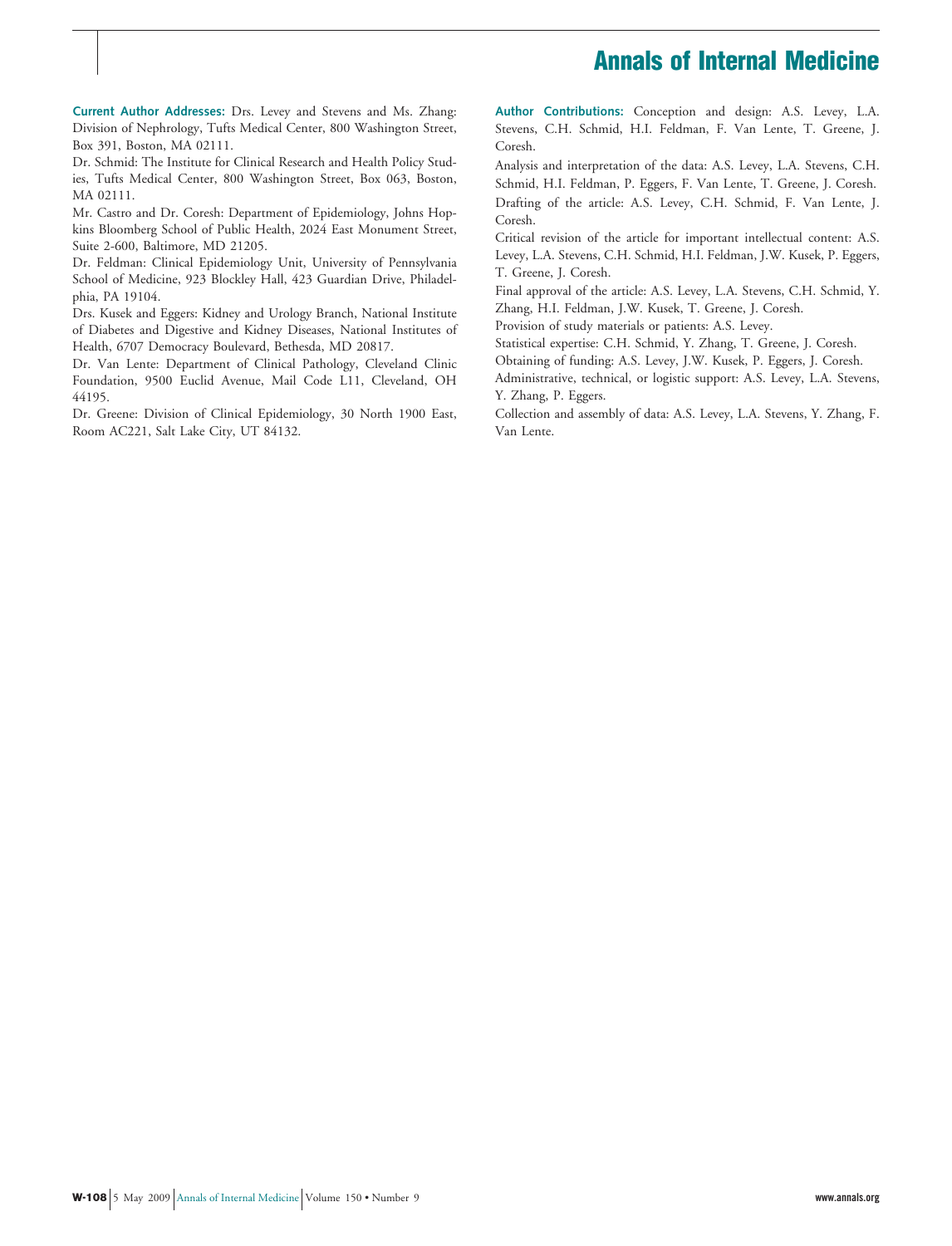**Current Author Addresses:** Drs. Levey and Stevens and Ms. Zhang: Division of Nephrology, Tufts Medical Center, 800 Washington Street, Box 391, Boston, MA 02111.

Dr. Schmid: The Institute for Clinical Research and Health Policy Studies, Tufts Medical Center, 800 Washington Street, Box 063, Boston, MA 02111.

Mr. Castro and Dr. Coresh: Department of Epidemiology, Johns Hopkins Bloomberg School of Public Health, 2024 East Monument Street, Suite 2-600, Baltimore, MD 21205.

Dr. Feldman: Clinical Epidemiology Unit, University of Pennsylvania School of Medicine, 923 Blockley Hall, 423 Guardian Drive, Philadelphia, PA 19104.

Drs. Kusek and Eggers: Kidney and Urology Branch, National Institute of Diabetes and Digestive and Kidney Diseases, National Institutes of Health, 6707 Democracy Boulevard, Bethesda, MD 20817.

Dr. Van Lente: Department of Clinical Pathology, Cleveland Clinic Foundation, 9500 Euclid Avenue, Mail Code L11, Cleveland, OH 44195.

Dr. Greene: Division of Clinical Epidemiology, 30 North 1900 East, Room AC221, Salt Lake City, UT 84132.

**Author Contributions:** Conception and design: A.S. Levey, L.A. Stevens, C.H. Schmid, H.I. Feldman, F. Van Lente, T. Greene, J. Coresh.

Analysis and interpretation of the data: A.S. Levey, L.A. Stevens, C.H. Schmid, H.I. Feldman, P. Eggers, F. Van Lente, T. Greene, J. Coresh.

Drafting of the article: A.S. Levey, C.H. Schmid, F. Van Lente, J. Coresh.

Critical revision of the article for important intellectual content: A.S. Levey, L.A. Stevens, C.H. Schmid, H.I. Feldman, J.W. Kusek, P. Eggers, T. Greene, J. Coresh.

Final approval of the article: A.S. Levey, L.A. Stevens, C.H. Schmid, Y. Zhang, H.I. Feldman, J.W. Kusek, T. Greene, J. Coresh.

Provision of study materials or patients: A.S. Levey.

Statistical expertise: C.H. Schmid, Y. Zhang, T. Greene, J. Coresh.

Obtaining of funding: A.S. Levey, J.W. Kusek, P. Eggers, J. Coresh.

Administrative, technical, or logistic support: A.S. Levey, L.A. Stevens, Y. Zhang, P. Eggers.

Collection and assembly of data: A.S. Levey, L.A. Stevens, Y. Zhang, F. Van Lente.